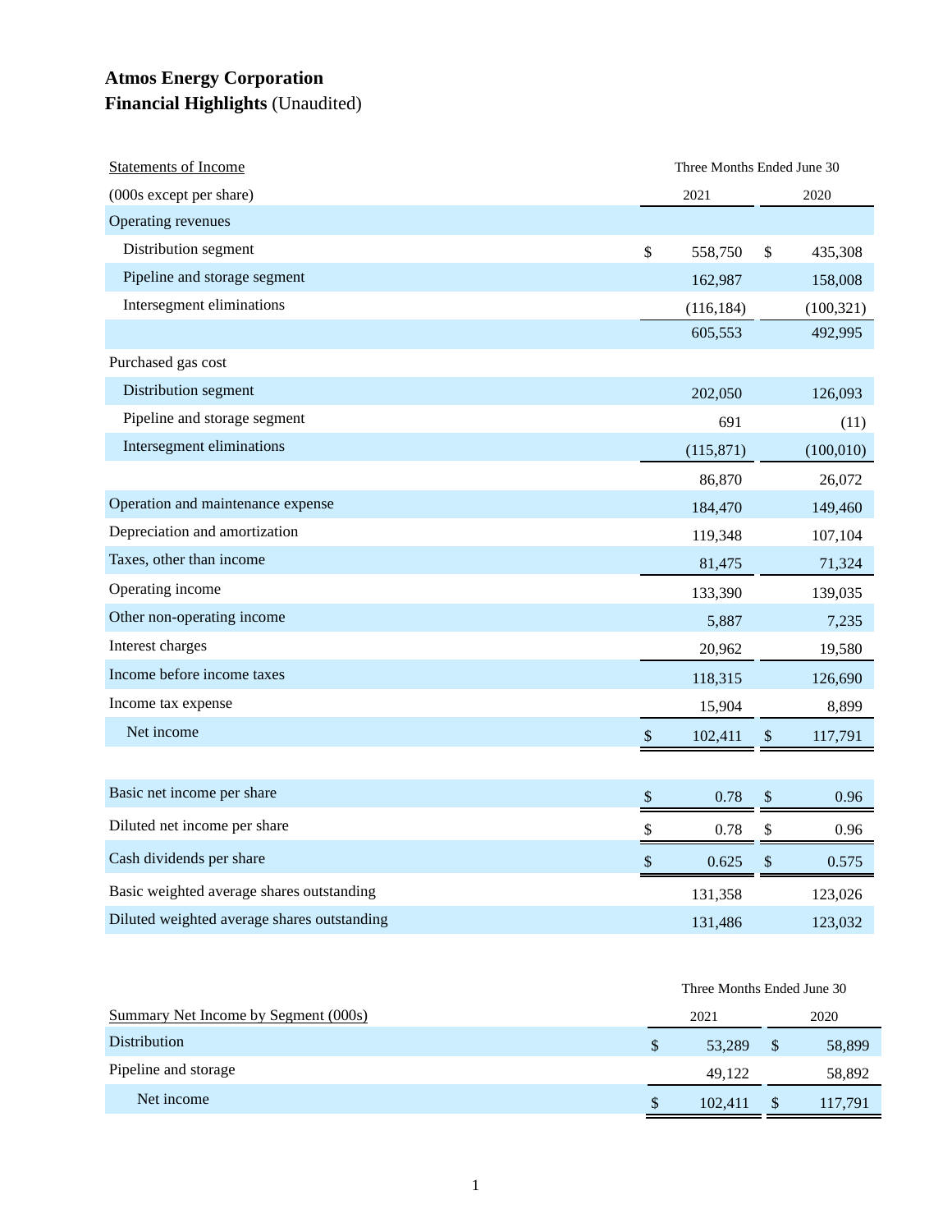# Atmos Energy Corporation

**Financial Highlights** (Unaudited)

| <u>Statements of Income</u> | Three Months Ended June 30 | |
|---|---|---|
| (000s except per share) | 2021 | 2020 |
| Operating revenues | | |
| Distribution segment | $ 558,750 | $ 435,308 |
| Pipeline and storage segment | 162,987 | 158,008 |
| Intersegment eliminations | (116,184) | (100,321) |
| | 605,553 | 492,995 |
| Purchased gas cost | | |
| Distribution segment | 202,050 | 126,093 |
| Pipeline and storage segment | 691 | (11) |
| Intersegment eliminations | (115,871) | (100,010) |
| | 86,870 | 26,072 |
| Operation and maintenance expense | 184,470 | 149,460 |
| Depreciation and amortization | 119,348 | 107,104 |
| Taxes, other than income | 81,475 | 71,324 |
| Operating income | 133,390 | 139,035 |
| Other non-operating income | 5,887 | 7,235 |
| Interest charges | 20,962 | 19,580 |
| Income before income taxes | 118,315 | 126,690 |
| Income tax expense | 15,904 | 8,899 |
| Net income | $ 102,411 | $ 117,791 |
| | | |
| Basic net income per share | $ 0.78 | $ 0.96 |
| Diluted net income per share | $ 0.78 | $ 0.96 |
| Cash dividends per share | $ 0.625 | $ 0.575 |
| Basic weighted average shares outstanding | 131,358 | 123,026 |
| Diluted weighted average shares outstanding | 131,486 | 123,032 |

| | Three Months Ended June 30 | |
|---|---|---|
| <u>Summary Net Income by Segment (000s)</u> | 2021 | 2020 |
| Distribution | $ 53,289 | $ 58,899 |
| Pipeline and storage | 49,122 | 58,892 |
| Net income | $ 102,411 | $ 117,791 |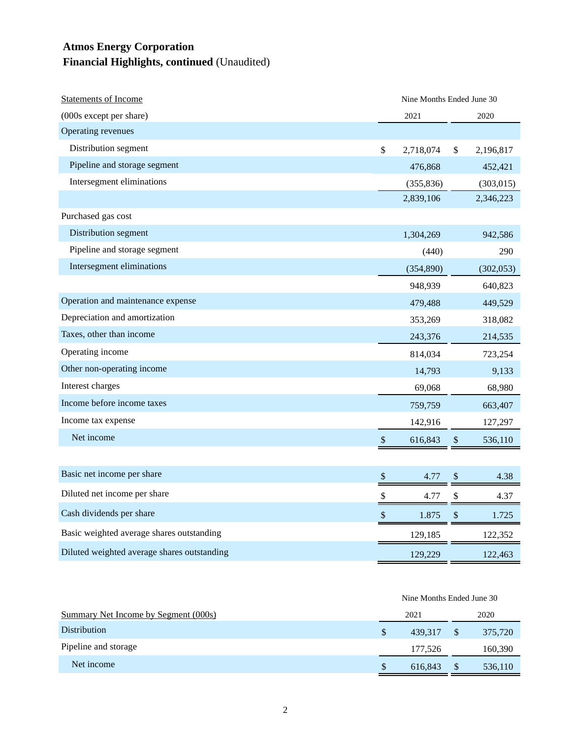# Atmos Energy Corporation

## Financial Highlights, continued (Unaudited)

| Statements of Income | Nine Months Ended June 30 | |
|---|---|---|
| (000s except per share) | 2021 | 2020 |
| Operating revenues | | |
| Distribution segment | $ 2,718,074 | $ 2,196,817 |
| Pipeline and storage segment | 476,868 | 452,421 |
| Intersegment eliminations | (355,836) | (303,015) |
| | 2,839,106 | 2,346,223 |
| Purchased gas cost | | |
| Distribution segment | 1,304,269 | 942,586 |
| Pipeline and storage segment | (440) | 290 |
| Intersegment eliminations | (354,890) | (302,053) |
| | 948,939 | 640,823 |
| Operation and maintenance expense | 479,488 | 449,529 |
| Depreciation and amortization | 353,269 | 318,082 |
| Taxes, other than income | 243,376 | 214,535 |
| Operating income | 814,034 | 723,254 |
| Other non-operating income | 14,793 | 9,133 |
| Interest charges | 69,068 | 68,980 |
| Income before income taxes | 759,759 | 663,407 |
| Income tax expense | 142,916 | 127,297 |
| Net income | $ 616,843 | $ 536,110 |
| | | |
| Basic net income per share | $ 4.77 | $ 4.38 |
| Diluted net income per share | $ 4.77 | $ 4.37 |
| Cash dividends per share | $ 1.875 | $ 1.725 |
| Basic weighted average shares outstanding | 129,185 | 122,352 |
| Diluted weighted average shares outstanding | 129,229 | 122,463 |

| | Nine Months Ended June 30 | |
|---|---|---|
| Summary Net Income by Segment (000s) | 2021 | 2020 |
| Distribution | $ 439,317 | $ 375,720 |
| Pipeline and storage | 177,526 | 160,390 |
| Net income | $ 616,843 | $ 536,110 |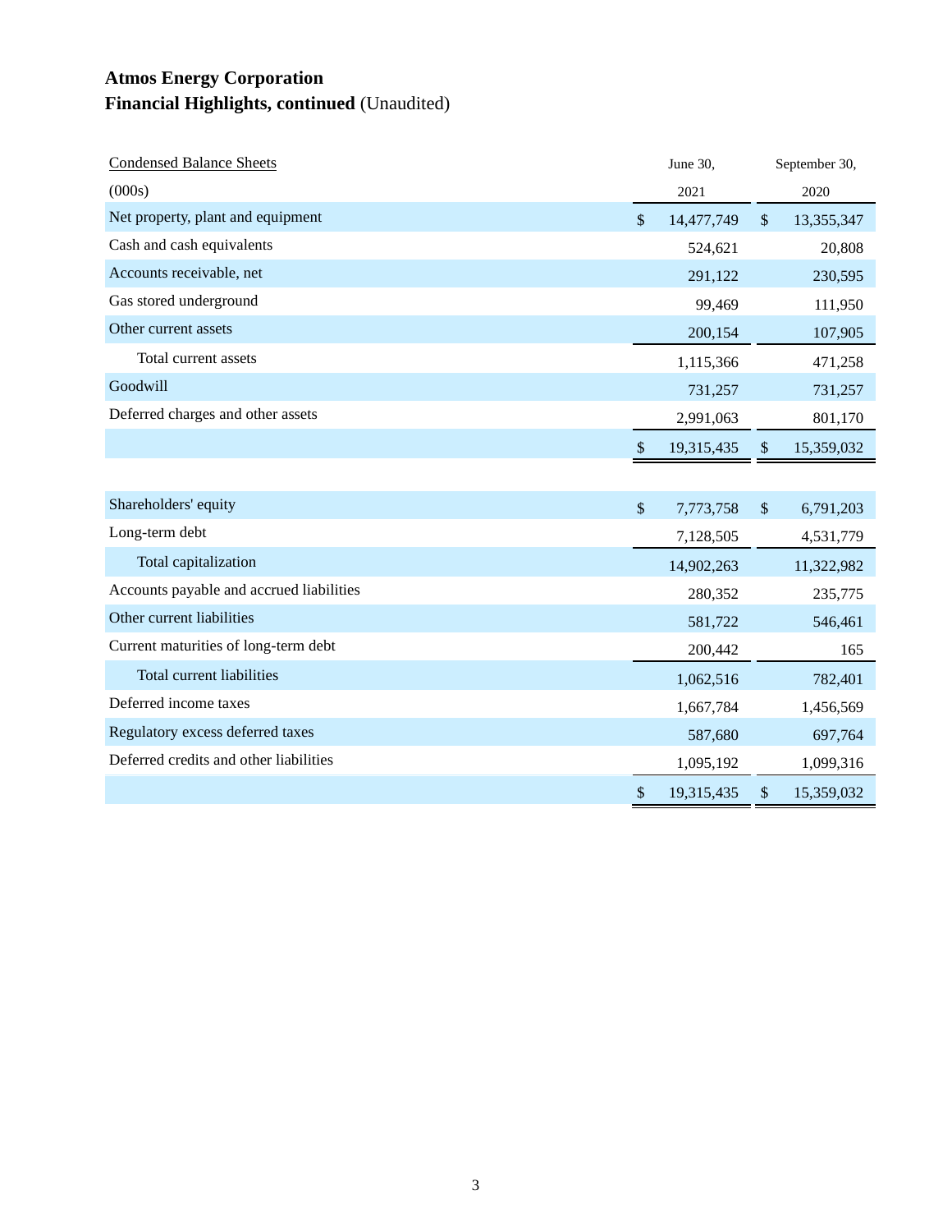**Atmos Energy Corporation**
**Financial Highlights, continued** (Unaudited)

| Condensed Balance Sheets | June 30, | September 30, |
|---|---|---|
| (000s) | 2021 | 2020 |
| Net property, plant and equipment | $ 14,477,749 | $ 13,355,347 |
| Cash and cash equivalents | 524,621 | 20,808 |
| Accounts receivable, net | 291,122 | 230,595 |
| Gas stored underground | 99,469 | 111,950 |
| Other current assets | 200,154 | 107,905 |
| Total current assets | 1,115,366 | 471,258 |
| Goodwill | 731,257 | 731,257 |
| Deferred charges and other assets | 2,991,063 | 801,170 |
| | $ 19,315,435 | $ 15,359,032 |
| | | |
| Shareholders' equity | $ 7,773,758 | $ 6,791,203 |
| Long-term debt | 7,128,505 | 4,531,779 |
| Total capitalization | 14,902,263 | 11,322,982 |
| Accounts payable and accrued liabilities | 280,352 | 235,775 |
| Other current liabilities | 581,722 | 546,461 |
| Current maturities of long-term debt | 200,442 | 165 |
| Total current liabilities | 1,062,516 | 782,401 |
| Deferred income taxes | 1,667,784 | 1,456,569 |
| Regulatory excess deferred taxes | 587,680 | 697,764 |
| Deferred credits and other liabilities | 1,095,192 | 1,099,316 |
| | $ 19,315,435 | $ 15,359,032 |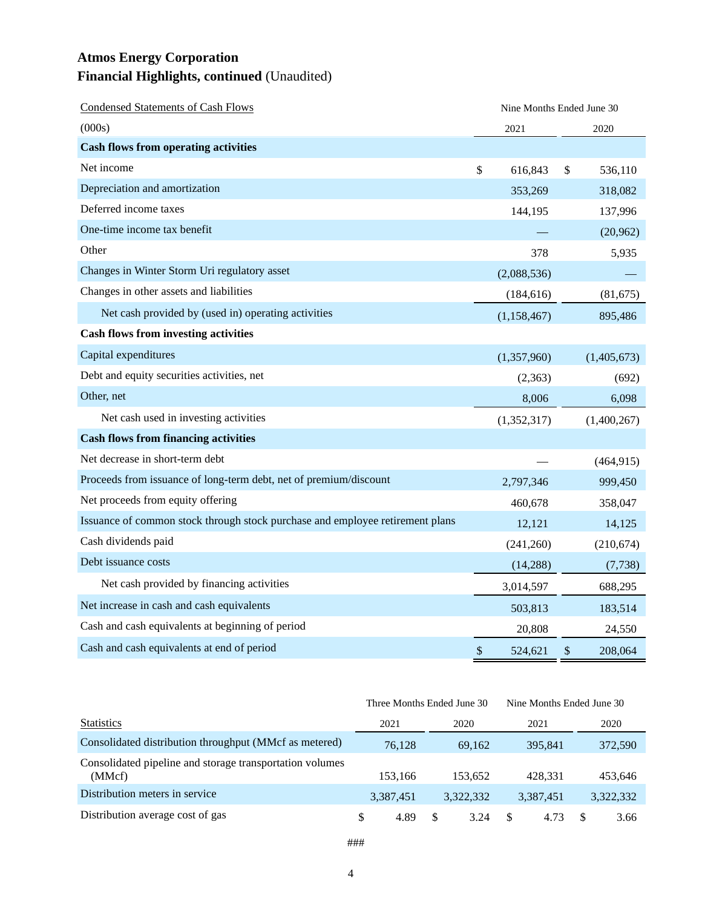# Atmos Energy Corporation

## Financial Highlights, continued (Unaudited)

| Condensed Statements of Cash Flows | Nine Months Ended June 30 | |
|---|---|---|
| (000s) | 2021 | 2020 |
| **Cash flows from operating activities** | | |
| Net income | $ 616,843 | $ 536,110 |
| Depreciation and amortization | 353,269 | 318,082 |
| Deferred income taxes | 144,195 | 137,996 |
| One-time income tax benefit | — | (20,962) |
| Other | 378 | 5,935 |
| Changes in Winter Storm Uri regulatory asset | (2,088,536) | — |
| Changes in other assets and liabilities | (184,616) | (81,675) |
| Net cash provided by (used in) operating activities | (1,158,467) | 895,486 |
| **Cash flows from investing activities** | | |
| Capital expenditures | (1,357,960) | (1,405,673) |
| Debt and equity securities activities, net | (2,363) | (692) |
| Other, net | 8,006 | 6,098 |
| Net cash used in investing activities | (1,352,317) | (1,400,267) |
| **Cash flows from financing activities** | | |
| Net decrease in short-term debt | — | (464,915) |
| Proceeds from issuance of long-term debt, net of premium/discount | 2,797,346 | 999,450 |
| Net proceeds from equity offering | 460,678 | 358,047 |
| Issuance of common stock through stock purchase and employee retirement plans | 12,121 | 14,125 |
| Cash dividends paid | (241,260) | (210,674) |
| Debt issuance costs | (14,288) | (7,738) |
| Net cash provided by financing activities | 3,014,597 | 688,295 |
| Net increase in cash and cash equivalents | 503,813 | 183,514 |
| Cash and cash equivalents at beginning of period | 20,808 | 24,550 |
| Cash and cash equivalents at end of period | $ 524,621 | $ 208,064 |

| | Three Months Ended June 30 | | Nine Months Ended June 30 | |
|---|---|---|---|---|
| Statistics | 2021 | 2020 | 2021 | 2020 |
| Consolidated distribution throughput (MMcf as metered) | 76,128 | 69,162 | 395,841 | 372,590 |
| Consolidated pipeline and storage transportation volumes (MMcf) | 153,166 | 153,652 | 428,331 | 453,646 |
| Distribution meters in service | 3,387,451 | 3,322,332 | 3,387,451 | 3,322,332 |
| Distribution average cost of gas | $ 4.89 | $ 3.24 | $ 4.73 | $ 3.66 |

###